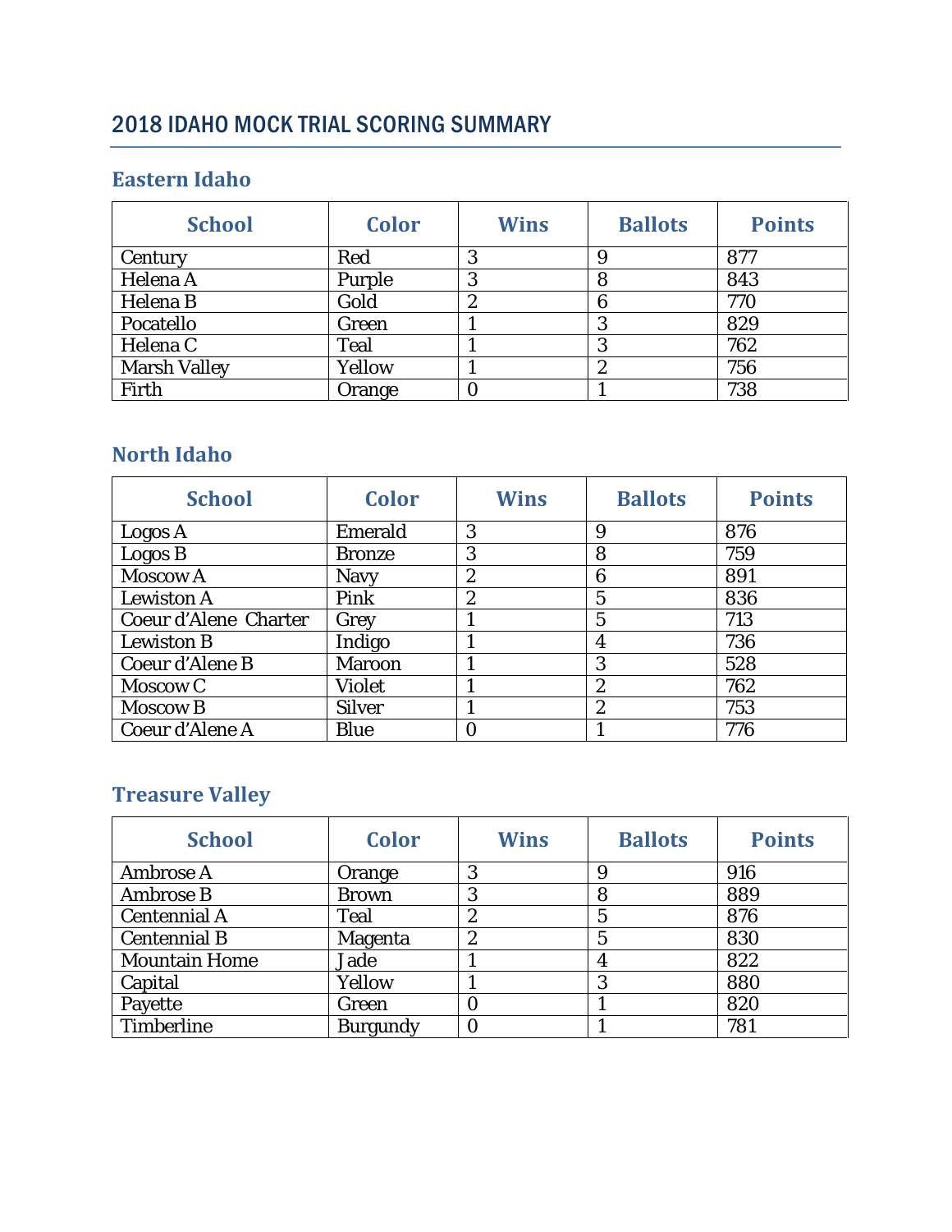# 2018 IDAHO MOCK TRIAL SCORING SUMMARY

## Eastern Idaho

| School | Color | Wins | Ballots | Points |
|---|---|---|---|---|
| Century | Red | 3 | 9 | 877 |
| Helena A | Purple | 3 | 8 | 843 |
| Helena B | Gold | 2 | 6 | 770 |
| Pocatello | Green | 1 | 3 | 829 |
| Helena C | Teal | 1 | 3 | 762 |
| Marsh Valley | Yellow | 1 | 2 | 756 |
| Firth | Orange | 0 | 1 | 738 |

## North Idaho

| School | Color | Wins | Ballots | Points |
|---|---|---|---|---|
| Logos A | Emerald | 3 | 9 | 876 |
| Logos B | Bronze | 3 | 8 | 759 |
| Moscow A | Navy | 2 | 6 | 891 |
| Lewiston A | Pink | 2 | 5 | 836 |
| Coeur d'Alene Charter | Grey | 1 | 5 | 713 |
| Lewiston B | Indigo | 1 | 4 | 736 |
| Coeur d'Alene B | Maroon | 1 | 3 | 528 |
| Moscow C | Violet | 1 | 2 | 762 |
| Moscow B | Silver | 1 | 2 | 753 |
| Coeur d'Alene A | Blue | 0 | 1 | 776 |

## Treasure Valley

| School | Color | Wins | Ballots | Points |
|---|---|---|---|---|
| Ambrose A | Orange | 3 | 9 | 916 |
| Ambrose B | Brown | 3 | 8 | 889 |
| Centennial A | Teal | 2 | 5 | 876 |
| Centennial B | Magenta | 2 | 5 | 830 |
| Mountain Home | Jade | 1 | 4 | 822 |
| Capital | Yellow | 1 | 3 | 880 |
| Payette | Green | 0 | 1 | 820 |
| Timberline | Burgundy | 0 | 1 | 781 |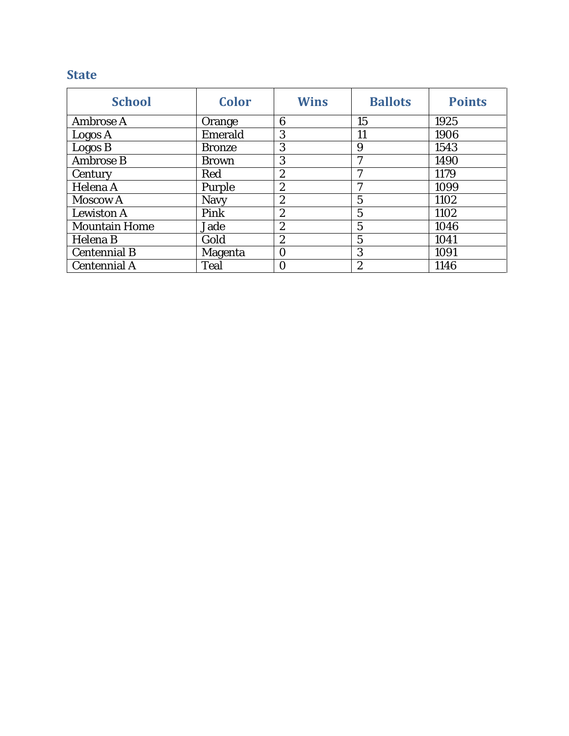## State

| School | Color | Wins | Ballots | Points |
|---|---|---|---|---|
| Ambrose A | Orange | 6 | 15 | 1925 |
| Logos A | Emerald | 3 | 11 | 1906 |
| Logos B | Bronze | 3 | 9 | 1543 |
| Ambrose B | Brown | 3 | 7 | 1490 |
| Century | Red | 2 | 7 | 1179 |
| Helena A | Purple | 2 | 7 | 1099 |
| Moscow A | Navy | 2 | 5 | 1102 |
| Lewiston A | Pink | 2 | 5 | 1102 |
| Mountain Home | Jade | 2 | 5 | 1046 |
| Helena B | Gold | 2 | 5 | 1041 |
| Centennial B | Magenta | 0 | 3 | 1091 |
| Centennial A | Teal | 0 | 2 | 1146 |